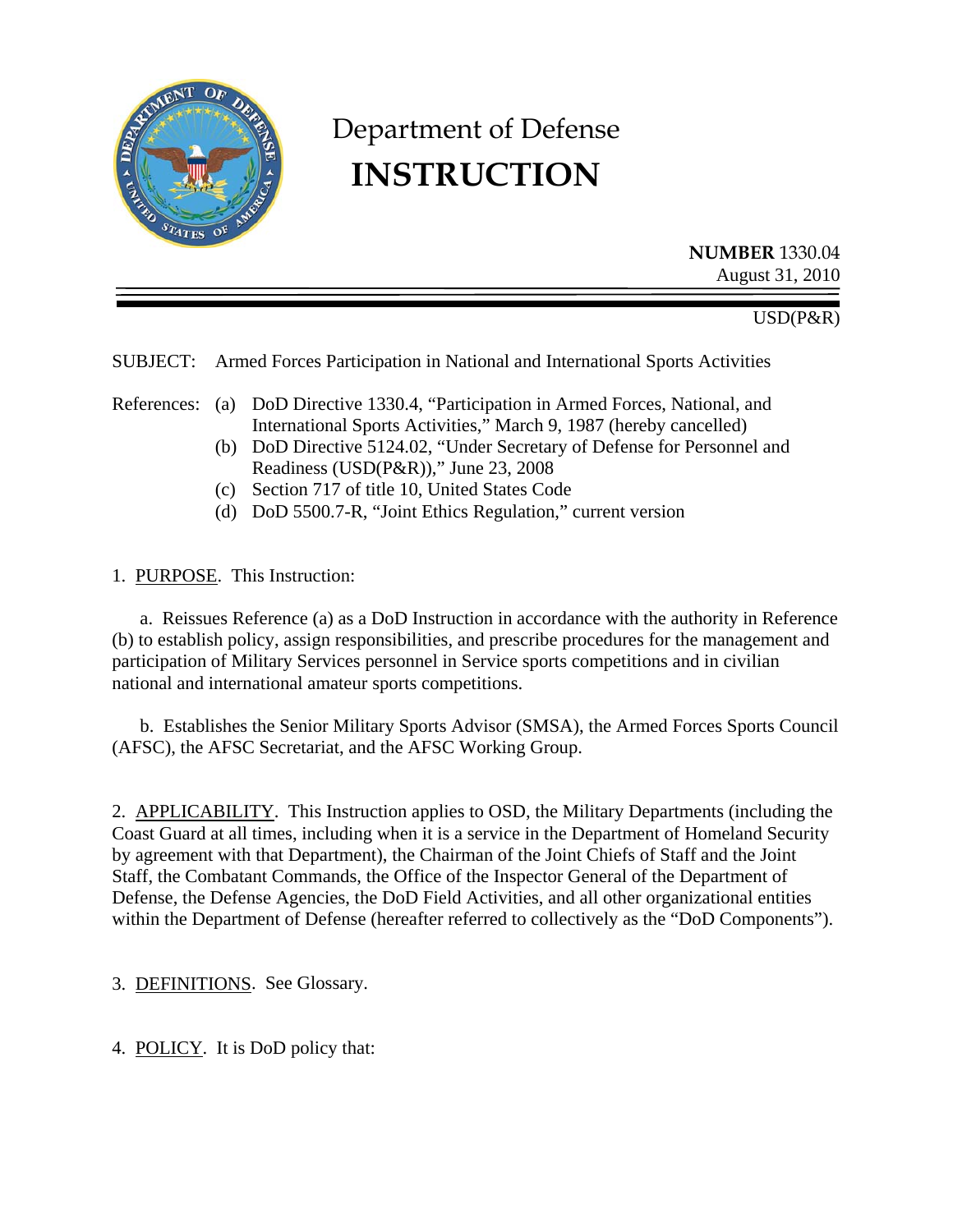# Department of Defense
# INSTRUCTION

**NUMBER** 1330.04
August 31, 2010

USD(P&R)

SUBJECT: Armed Forces Participation in National and International Sports Activities

References:
- (a) DoD Directive 1330.4, "Participation in Armed Forces, National, and International Sports Activities," March 9, 1987 (hereby cancelled)
- (b) DoD Directive 5124.02, "Under Secretary of Defense for Personnel and Readiness (USD(P&R))," June 23, 2008
- (c) Section 717 of title 10, United States Code
- (d) DoD 5500.7-R, "Joint Ethics Regulation," current version

1. PURPOSE. This Instruction:

a. Reissues Reference (a) as a DoD Instruction in accordance with the authority in Reference (b) to establish policy, assign responsibilities, and prescribe procedures for the management and participation of Military Services personnel in Service sports competitions and in civilian national and international amateur sports competitions.

b. Establishes the Senior Military Sports Advisor (SMSA), the Armed Forces Sports Council (AFSC), the AFSC Secretariat, and the AFSC Working Group.

2. APPLICABILITY. This Instruction applies to OSD, the Military Departments (including the Coast Guard at all times, including when it is a service in the Department of Homeland Security by agreement with that Department), the Chairman of the Joint Chiefs of Staff and the Joint Staff, the Combatant Commands, the Office of the Inspector General of the Department of Defense, the Defense Agencies, the DoD Field Activities, and all other organizational entities within the Department of Defense (hereafter referred to collectively as the "DoD Components").

3. DEFINITIONS. See Glossary.

4. POLICY. It is DoD policy that: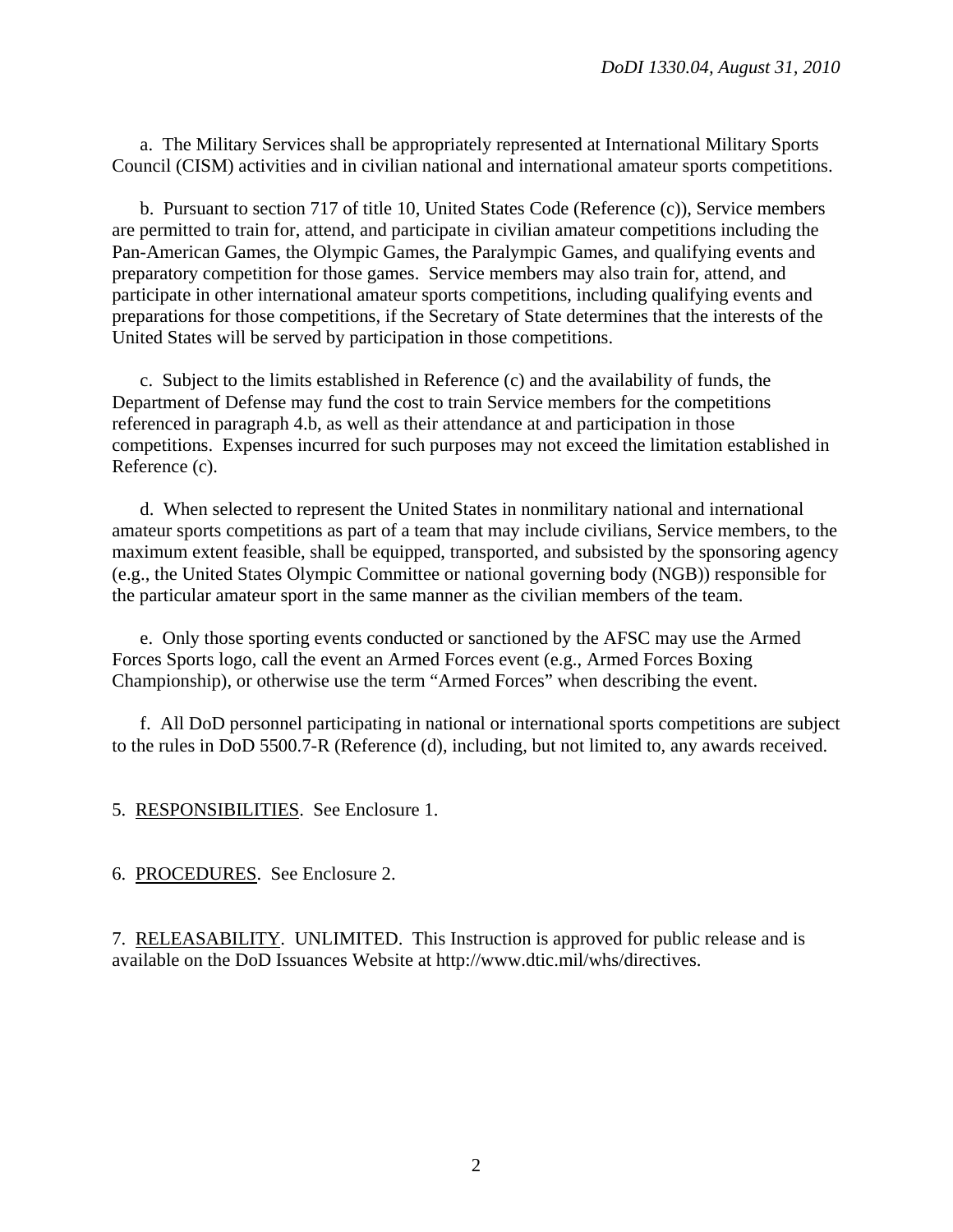a. The Military Services shall be appropriately represented at International Military Sports Council (CISM) activities and in civilian national and international amateur sports competitions.

b. Pursuant to section 717 of title 10, United States Code (Reference (c)), Service members are permitted to train for, attend, and participate in civilian amateur competitions including the Pan-American Games, the Olympic Games, the Paralympic Games, and qualifying events and preparatory competition for those games. Service members may also train for, attend, and participate in other international amateur sports competitions, including qualifying events and preparations for those competitions, if the Secretary of State determines that the interests of the United States will be served by participation in those competitions.

c. Subject to the limits established in Reference (c) and the availability of funds, the Department of Defense may fund the cost to train Service members for the competitions referenced in paragraph 4.b, as well as their attendance at and participation in those competitions. Expenses incurred for such purposes may not exceed the limitation established in Reference (c).

d. When selected to represent the United States in nonmilitary national and international amateur sports competitions as part of a team that may include civilians, Service members, to the maximum extent feasible, shall be equipped, transported, and subsisted by the sponsoring agency (e.g., the United States Olympic Committee or national governing body (NGB)) responsible for the particular amateur sport in the same manner as the civilian members of the team.

e. Only those sporting events conducted or sanctioned by the AFSC may use the Armed Forces Sports logo, call the event an Armed Forces event (e.g., Armed Forces Boxing Championship), or otherwise use the term "Armed Forces" when describing the event.

f. All DoD personnel participating in national or international sports competitions are subject to the rules in DoD 5500.7-R (Reference (d), including, but not limited to, any awards received.

5. RESPONSIBILITIES. See Enclosure 1.

6. PROCEDURES. See Enclosure 2.

7. RELEASABILITY. UNLIMITED. This Instruction is approved for public release and is available on the DoD Issuances Website at http://www.dtic.mil/whs/directives.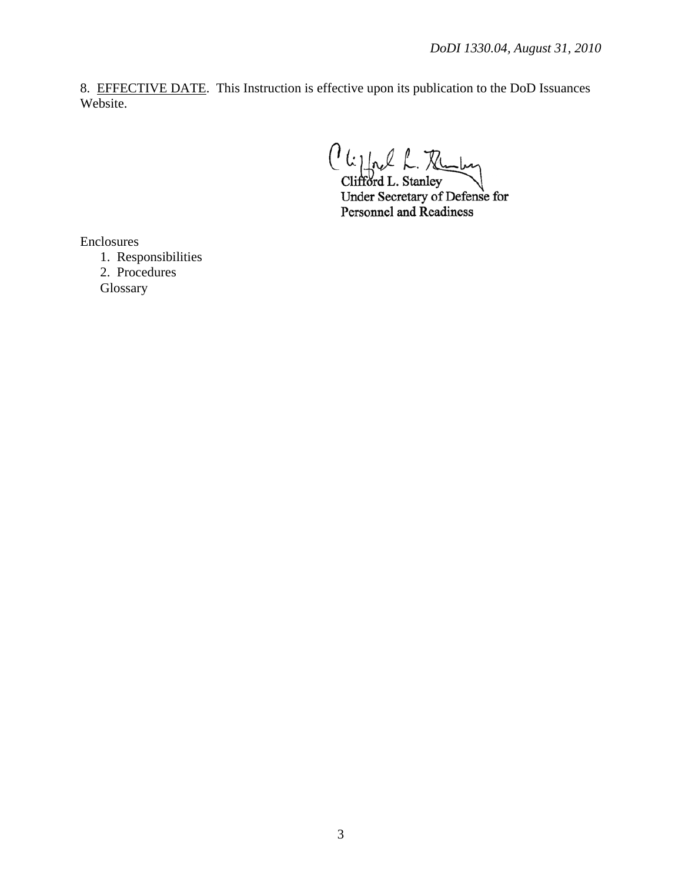8. EFFECTIVE DATE. This Instruction is effective upon its publication to the DoD Issuances Website.

Clifford L. Stanley
Under Secretary of Defense for
Personnel and Readiness

Enclosures

1. Responsibilities
2. Procedures

Glossary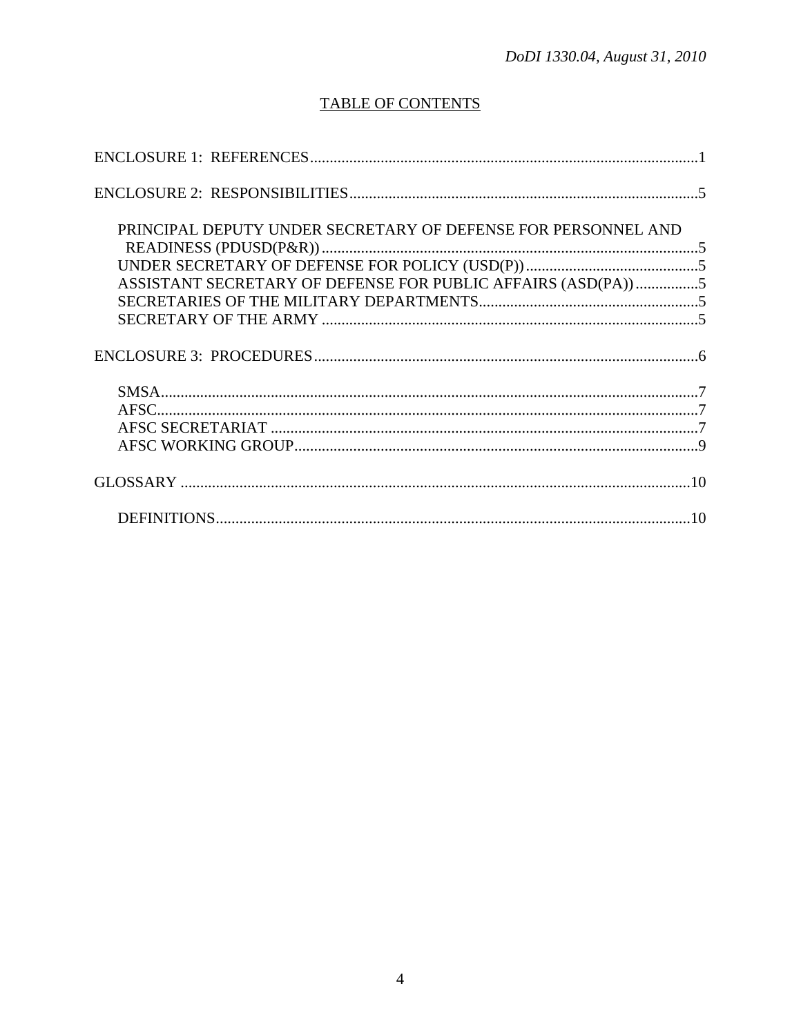## TABLE OF CONTENTS

ENCLOSURE 1: REFERENCES ........................................ 1

ENCLOSURE 2: RESPONSIBILITIES ........................................ 5

- PRINCIPAL DEPUTY UNDER SECRETARY OF DEFENSE FOR PERSONNEL AND READINESS (PDUSD(P&R)) ........................................ 5
- UNDER SECRETARY OF DEFENSE FOR POLICY (USD(P)) ........................................ 5
- ASSISTANT SECRETARY OF DEFENSE FOR PUBLIC AFFAIRS (ASD(PA)) ........................................ 5
- SECRETARIES OF THE MILITARY DEPARTMENTS ........................................ 5
- SECRETARY OF THE ARMY ........................................ 5

ENCLOSURE 3: PROCEDURES ........................................ 6

- SMSA ........................................ 7
- AFSC ........................................ 7
- AFSC SECRETARIAT ........................................ 7
- AFSC WORKING GROUP ........................................ 9

GLOSSARY ........................................ 10

- DEFINITIONS ........................................ 10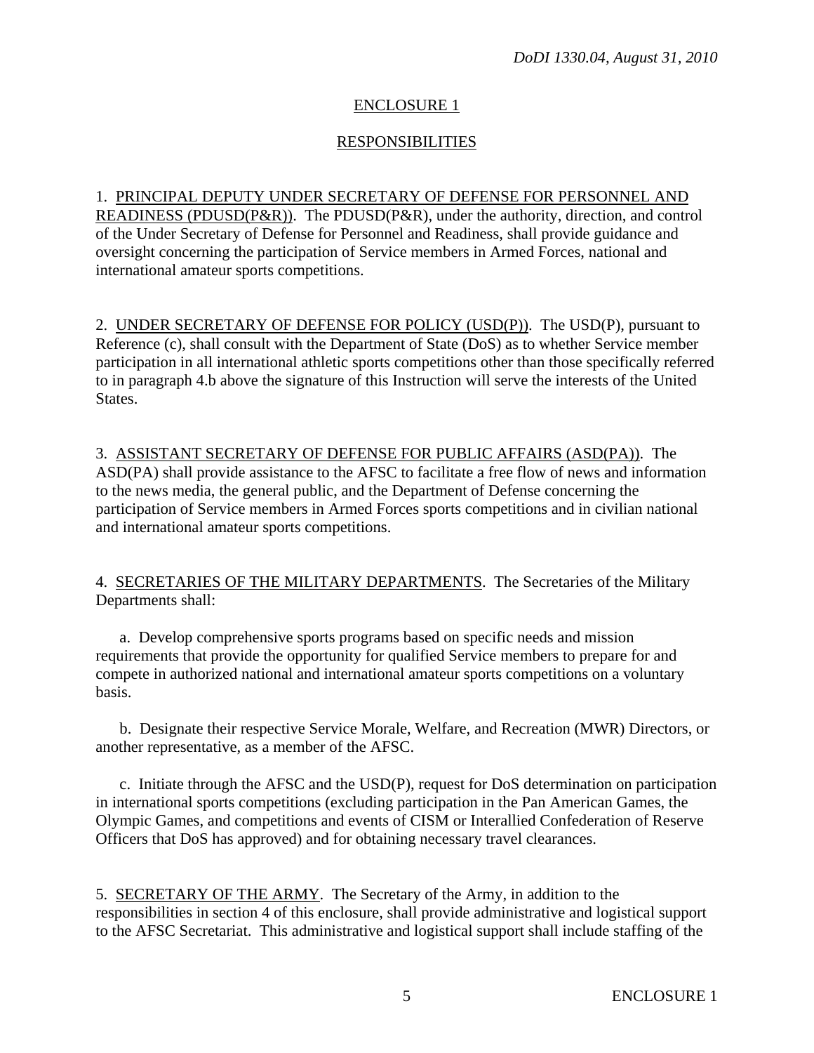## ENCLOSURE 1

## RESPONSIBILITIES

1. PRINCIPAL DEPUTY UNDER SECRETARY OF DEFENSE FOR PERSONNEL AND READINESS (PDUSD(P&R)). The PDUSD(P&R), under the authority, direction, and control of the Under Secretary of Defense for Personnel and Readiness, shall provide guidance and oversight concerning the participation of Service members in Armed Forces, national and international amateur sports competitions.

2. UNDER SECRETARY OF DEFENSE FOR POLICY (USD(P)). The USD(P), pursuant to Reference (c), shall consult with the Department of State (DoS) as to whether Service member participation in all international athletic sports competitions other than those specifically referred to in paragraph 4.b above the signature of this Instruction will serve the interests of the United States.

3. ASSISTANT SECRETARY OF DEFENSE FOR PUBLIC AFFAIRS (ASD(PA)). The ASD(PA) shall provide assistance to the AFSC to facilitate a free flow of news and information to the news media, the general public, and the Department of Defense concerning the participation of Service members in Armed Forces sports competitions and in civilian national and international amateur sports competitions.

4. SECRETARIES OF THE MILITARY DEPARTMENTS. The Secretaries of the Military Departments shall:

a. Develop comprehensive sports programs based on specific needs and mission requirements that provide the opportunity for qualified Service members to prepare for and compete in authorized national and international amateur sports competitions on a voluntary basis.

b. Designate their respective Service Morale, Welfare, and Recreation (MWR) Directors, or another representative, as a member of the AFSC.

c. Initiate through the AFSC and the USD(P), request for DoS determination on participation in international sports competitions (excluding participation in the Pan American Games, the Olympic Games, and competitions and events of CISM or Interallied Confederation of Reserve Officers that DoS has approved) and for obtaining necessary travel clearances.

5. SECRETARY OF THE ARMY. The Secretary of the Army, in addition to the responsibilities in section 4 of this enclosure, shall provide administrative and logistical support to the AFSC Secretariat. This administrative and logistical support shall include staffing of the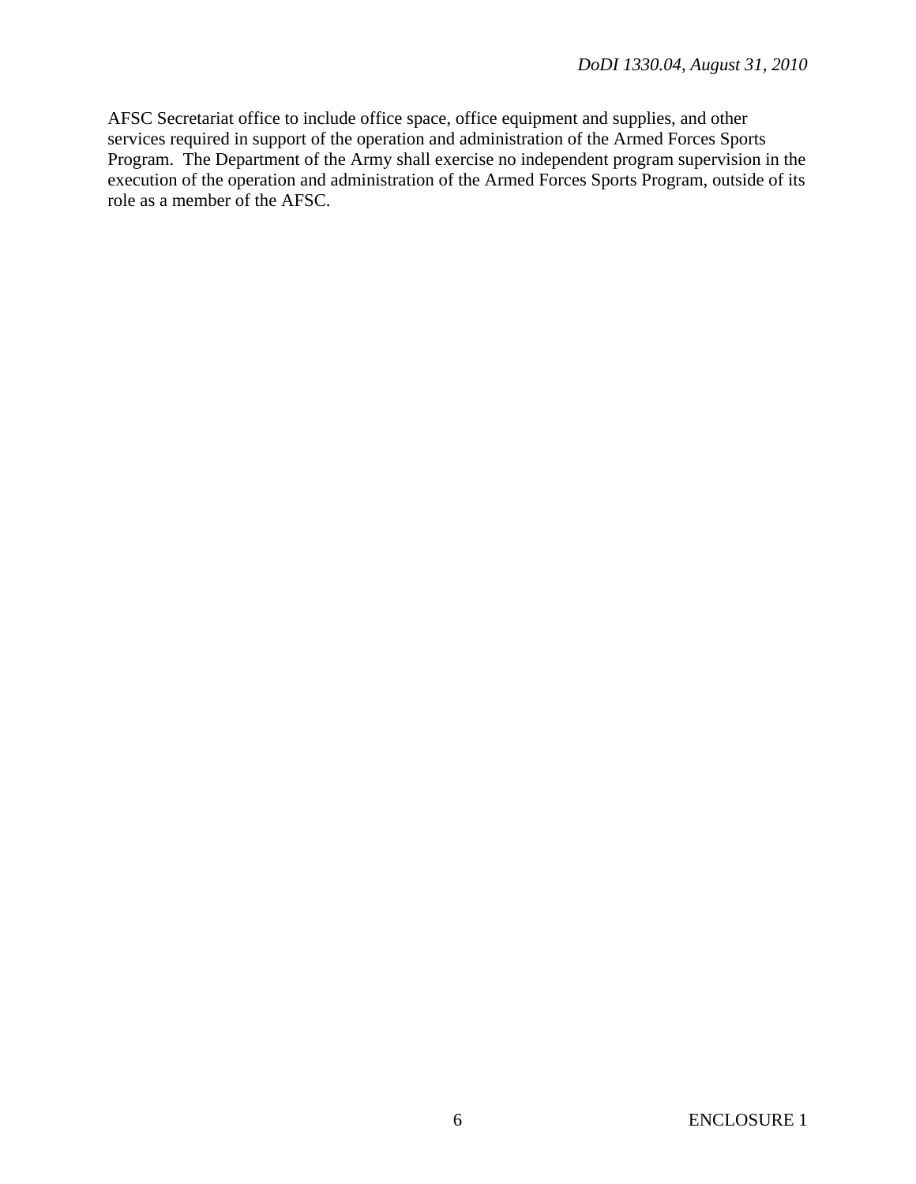AFSC Secretariat office to include office space, office equipment and supplies, and other services required in support of the operation and administration of the Armed Forces Sports Program. The Department of the Army shall exercise no independent program supervision in the execution of the operation and administration of the Armed Forces Sports Program, outside of its role as a member of the AFSC.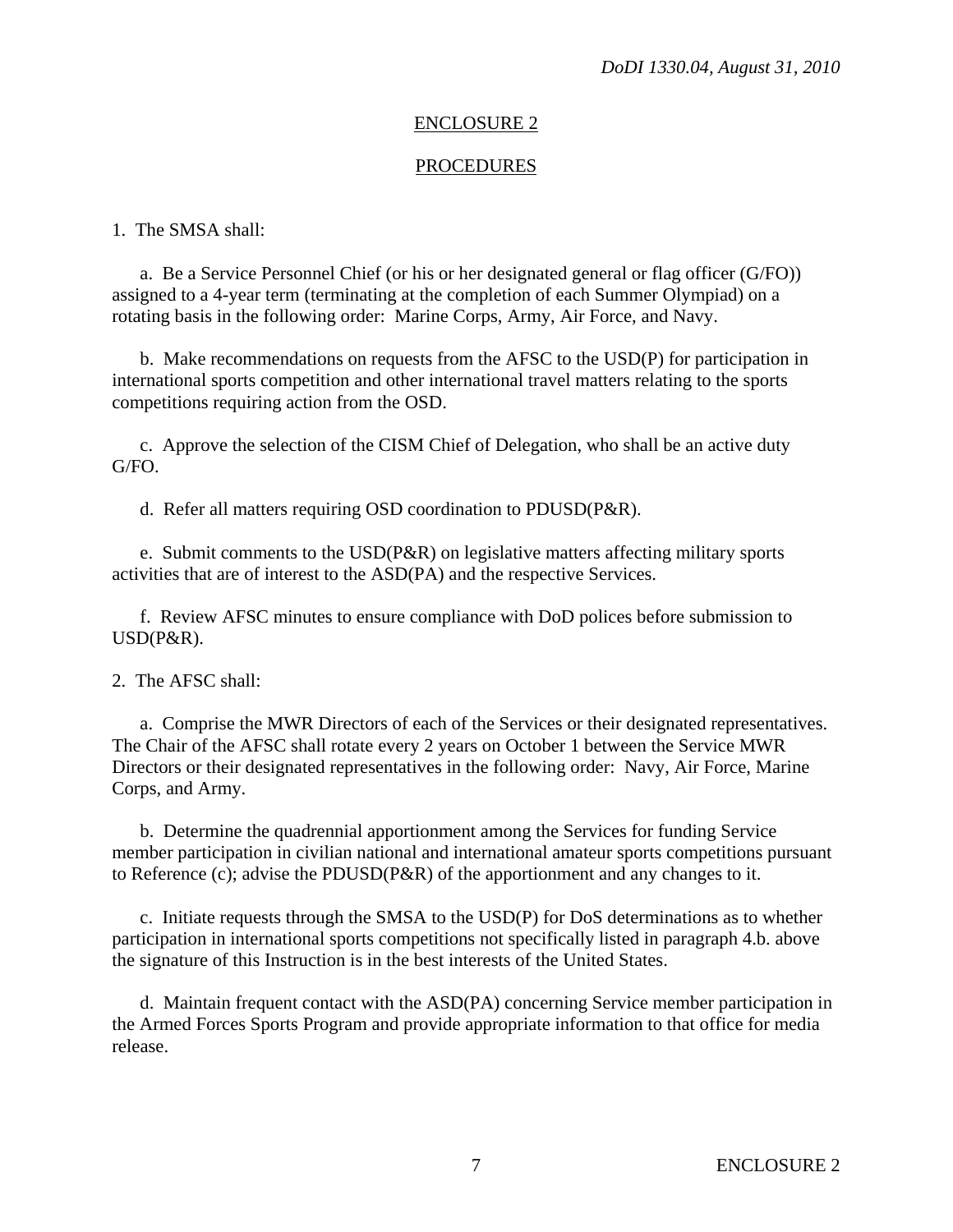## ENCLOSURE 2

## PROCEDURES

1. The SMSA shall:

   a. Be a Service Personnel Chief (or his or her designated general or flag officer (G/FO)) assigned to a 4-year term (terminating at the completion of each Summer Olympiad) on a rotating basis in the following order: Marine Corps, Army, Air Force, and Navy.

   b. Make recommendations on requests from the AFSC to the USD(P) for participation in international sports competition and other international travel matters relating to the sports competitions requiring action from the OSD.

   c. Approve the selection of the CISM Chief of Delegation, who shall be an active duty G/FO.

   d. Refer all matters requiring OSD coordination to PDUSD(P&R).

   e. Submit comments to the USD(P&R) on legislative matters affecting military sports activities that are of interest to the ASD(PA) and the respective Services.

   f. Review AFSC minutes to ensure compliance with DoD polices before submission to USD(P&R).

2. The AFSC shall:

   a. Comprise the MWR Directors of each of the Services or their designated representatives. The Chair of the AFSC shall rotate every 2 years on October 1 between the Service MWR Directors or their designated representatives in the following order: Navy, Air Force, Marine Corps, and Army.

   b. Determine the quadrennial apportionment among the Services for funding Service member participation in civilian national and international amateur sports competitions pursuant to Reference (c); advise the PDUSD(P&R) of the apportionment and any changes to it.

   c. Initiate requests through the SMSA to the USD(P) for DoS determinations as to whether participation in international sports competitions not specifically listed in paragraph 4.b. above the signature of this Instruction is in the best interests of the United States.

   d. Maintain frequent contact with the ASD(PA) concerning Service member participation in the Armed Forces Sports Program and provide appropriate information to that office for media release.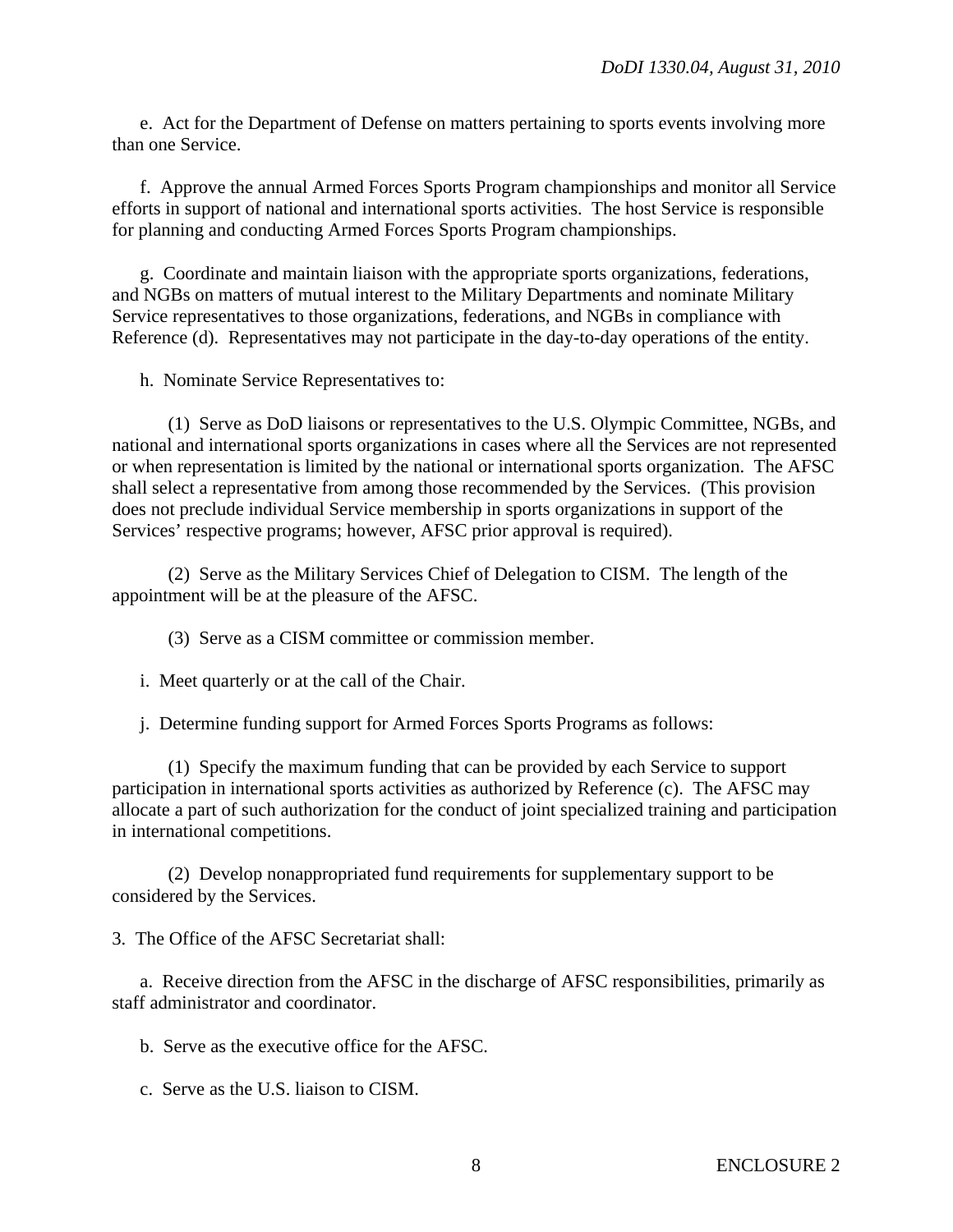e. Act for the Department of Defense on matters pertaining to sports events involving more than one Service.

f. Approve the annual Armed Forces Sports Program championships and monitor all Service efforts in support of national and international sports activities. The host Service is responsible for planning and conducting Armed Forces Sports Program championships.

g. Coordinate and maintain liaison with the appropriate sports organizations, federations, and NGBs on matters of mutual interest to the Military Departments and nominate Military Service representatives to those organizations, federations, and NGBs in compliance with Reference (d). Representatives may not participate in the day-to-day operations of the entity.

h. Nominate Service Representatives to:

(1) Serve as DoD liaisons or representatives to the U.S. Olympic Committee, NGBs, and national and international sports organizations in cases where all the Services are not represented or when representation is limited by the national or international sports organization. The AFSC shall select a representative from among those recommended by the Services. (This provision does not preclude individual Service membership in sports organizations in support of the Services' respective programs; however, AFSC prior approval is required).

(2) Serve as the Military Services Chief of Delegation to CISM. The length of the appointment will be at the pleasure of the AFSC.

(3) Serve as a CISM committee or commission member.

i. Meet quarterly or at the call of the Chair.

j. Determine funding support for Armed Forces Sports Programs as follows:

(1) Specify the maximum funding that can be provided by each Service to support participation in international sports activities as authorized by Reference (c). The AFSC may allocate a part of such authorization for the conduct of joint specialized training and participation in international competitions.

(2) Develop nonappropriated fund requirements for supplementary support to be considered by the Services.

3. The Office of the AFSC Secretariat shall:

a. Receive direction from the AFSC in the discharge of AFSC responsibilities, primarily as staff administrator and coordinator.

b. Serve as the executive office for the AFSC.

c. Serve as the U.S. liaison to CISM.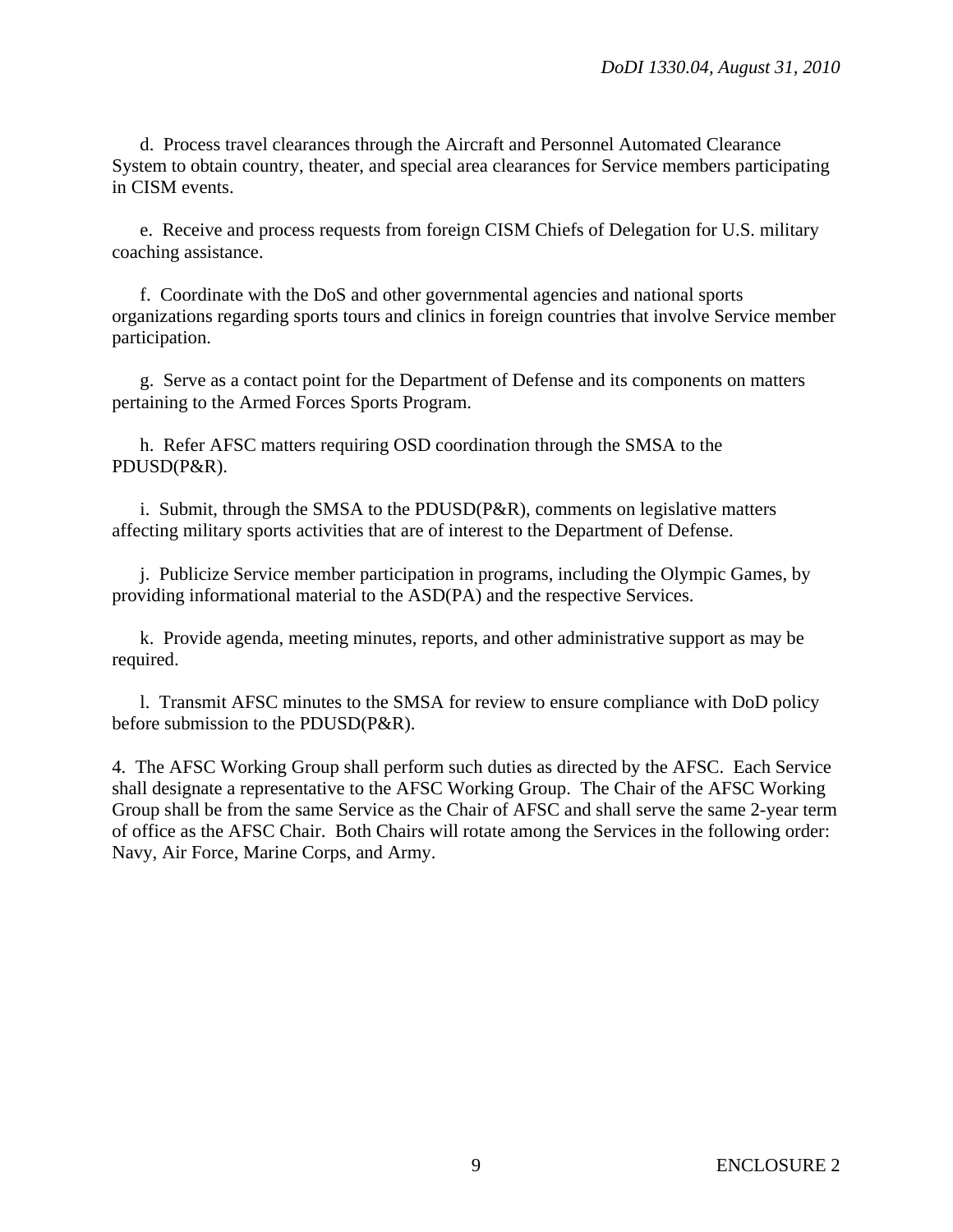d. Process travel clearances through the Aircraft and Personnel Automated Clearance System to obtain country, theater, and special area clearances for Service members participating in CISM events.

e. Receive and process requests from foreign CISM Chiefs of Delegation for U.S. military coaching assistance.

f. Coordinate with the DoS and other governmental agencies and national sports organizations regarding sports tours and clinics in foreign countries that involve Service member participation.

g. Serve as a contact point for the Department of Defense and its components on matters pertaining to the Armed Forces Sports Program.

h. Refer AFSC matters requiring OSD coordination through the SMSA to the PDUSD(P&R).

i. Submit, through the SMSA to the PDUSD(P&R), comments on legislative matters affecting military sports activities that are of interest to the Department of Defense.

j. Publicize Service member participation in programs, including the Olympic Games, by providing informational material to the ASD(PA) and the respective Services.

k. Provide agenda, meeting minutes, reports, and other administrative support as may be required.

l. Transmit AFSC minutes to the SMSA for review to ensure compliance with DoD policy before submission to the PDUSD(P&R).

4. The AFSC Working Group shall perform such duties as directed by the AFSC. Each Service shall designate a representative to the AFSC Working Group. The Chair of the AFSC Working Group shall be from the same Service as the Chair of AFSC and shall serve the same 2-year term of office as the AFSC Chair. Both Chairs will rotate among the Services in the following order: Navy, Air Force, Marine Corps, and Army.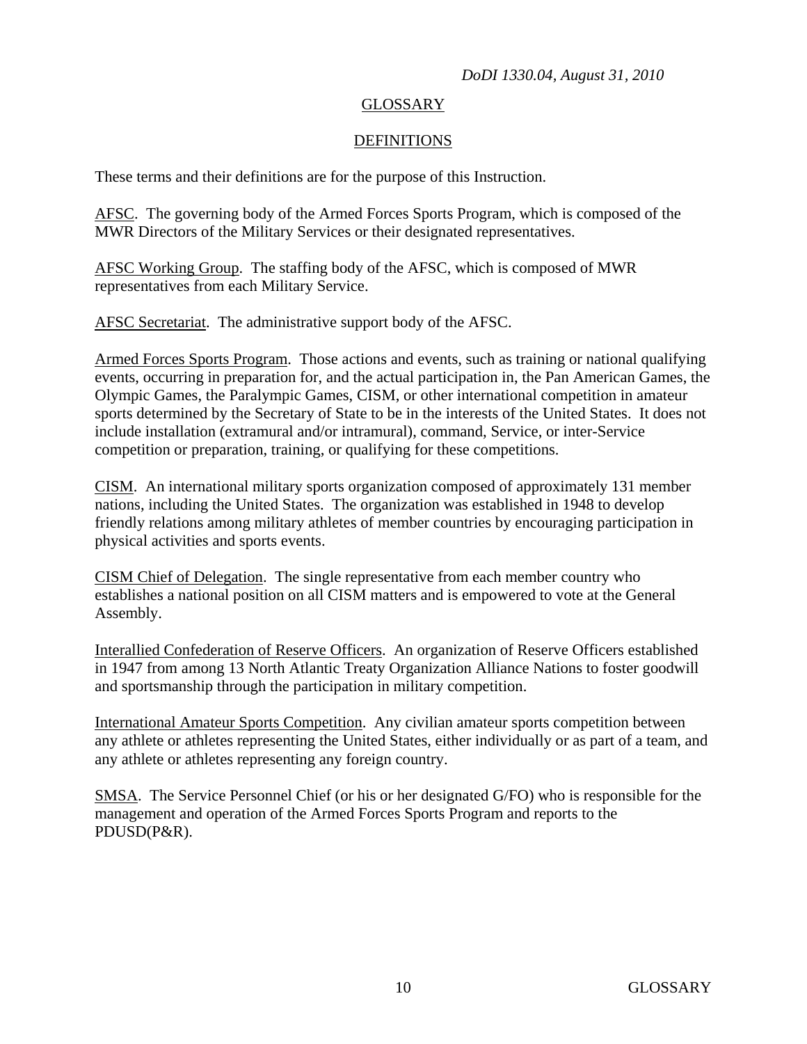## GLOSSARY

### DEFINITIONS

These terms and their definitions are for the purpose of this Instruction.

AFSC. The governing body of the Armed Forces Sports Program, which is composed of the MWR Directors of the Military Services or their designated representatives.

AFSC Working Group. The staffing body of the AFSC, which is composed of MWR representatives from each Military Service.

AFSC Secretariat. The administrative support body of the AFSC.

Armed Forces Sports Program. Those actions and events, such as training or national qualifying events, occurring in preparation for, and the actual participation in, the Pan American Games, the Olympic Games, the Paralympic Games, CISM, or other international competition in amateur sports determined by the Secretary of State to be in the interests of the United States. It does not include installation (extramural and/or intramural), command, Service, or inter-Service competition or preparation, training, or qualifying for these competitions.

CISM. An international military sports organization composed of approximately 131 member nations, including the United States. The organization was established in 1948 to develop friendly relations among military athletes of member countries by encouraging participation in physical activities and sports events.

CISM Chief of Delegation. The single representative from each member country who establishes a national position on all CISM matters and is empowered to vote at the General Assembly.

Interallied Confederation of Reserve Officers. An organization of Reserve Officers established in 1947 from among 13 North Atlantic Treaty Organization Alliance Nations to foster goodwill and sportsmanship through the participation in military competition.

International Amateur Sports Competition. Any civilian amateur sports competition between any athlete or athletes representing the United States, either individually or as part of a team, and any athlete or athletes representing any foreign country.

SMSA. The Service Personnel Chief (or his or her designated G/FO) who is responsible for the management and operation of the Armed Forces Sports Program and reports to the PDUSD(P&R).